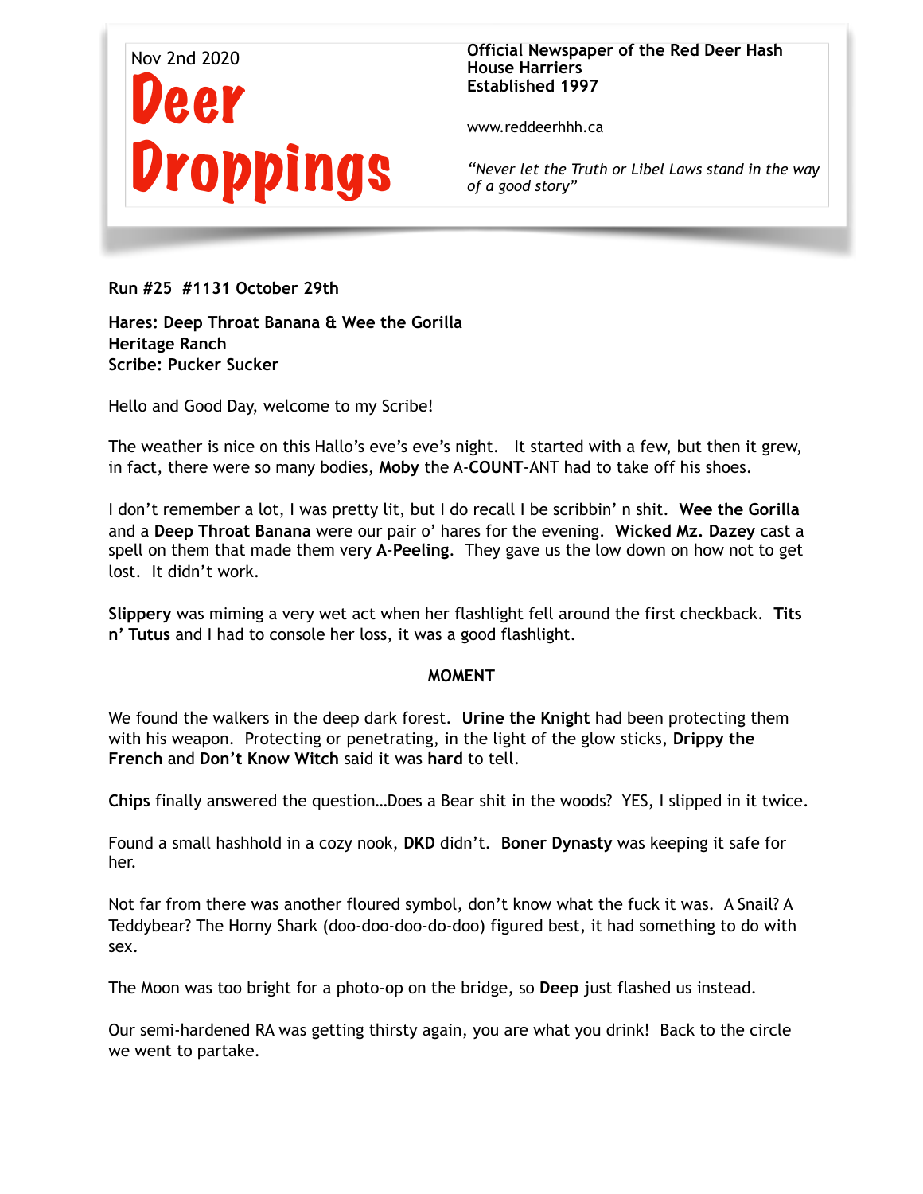Nov 2nd 2020

# Deer Droppings

**Official Newspaper of the Red Deer Hash House Harriers**
**Established 1997**

www.reddeerhhh.ca

*"Never let the Truth or Libel Laws stand in the way of a good story"*

**Run #25 #1131 October 29th**

**Hares: Deep Throat Banana & Wee the Gorilla**
**Heritage Ranch**
**Scribe: Pucker Sucker**

Hello and Good Day, welcome to my Scribe!

The weather is nice on this Hallo's eve's eve's night. It started with a few, but then it grew, in fact, there were so many bodies, **Moby** the A-**COUNT**-ANT had to take off his shoes.

I don't remember a lot, I was pretty lit, but I do recall I be scribbin' n shit. **Wee the Gorilla** and a **Deep Throat Banana** were our pair o' hares for the evening. **Wicked Mz. Dazey** cast a spell on them that made them very **A-Peeling**. They gave us the low down on how not to get lost. It didn't work.

**Slippery** was miming a very wet act when her flashlight fell around the first checkback. **Tits n' Tutus** and I had to console her loss, it was a good flashlight.

**MOMENT**

We found the walkers in the deep dark forest. **Urine the Knight** had been protecting them with his weapon. Protecting or penetrating, in the light of the glow sticks, **Drippy the French** and **Don't Know Witch** said it was **hard** to tell.

**Chips** finally answered the question…Does a Bear shit in the woods? YES, I slipped in it twice.

Found a small hashhold in a cozy nook, **DKD** didn't. **Boner Dynasty** was keeping it safe for her.

Not far from there was another floured symbol, don't know what the fuck it was. A Snail? A Teddybear? The Horny Shark (doo-doo-doo-do-doo) figured best, it had something to do with sex.

The Moon was too bright for a photo-op on the bridge, so **Deep** just flashed us instead.

Our semi-hardened RA was getting thirsty again, you are what you drink! Back to the circle we went to partake.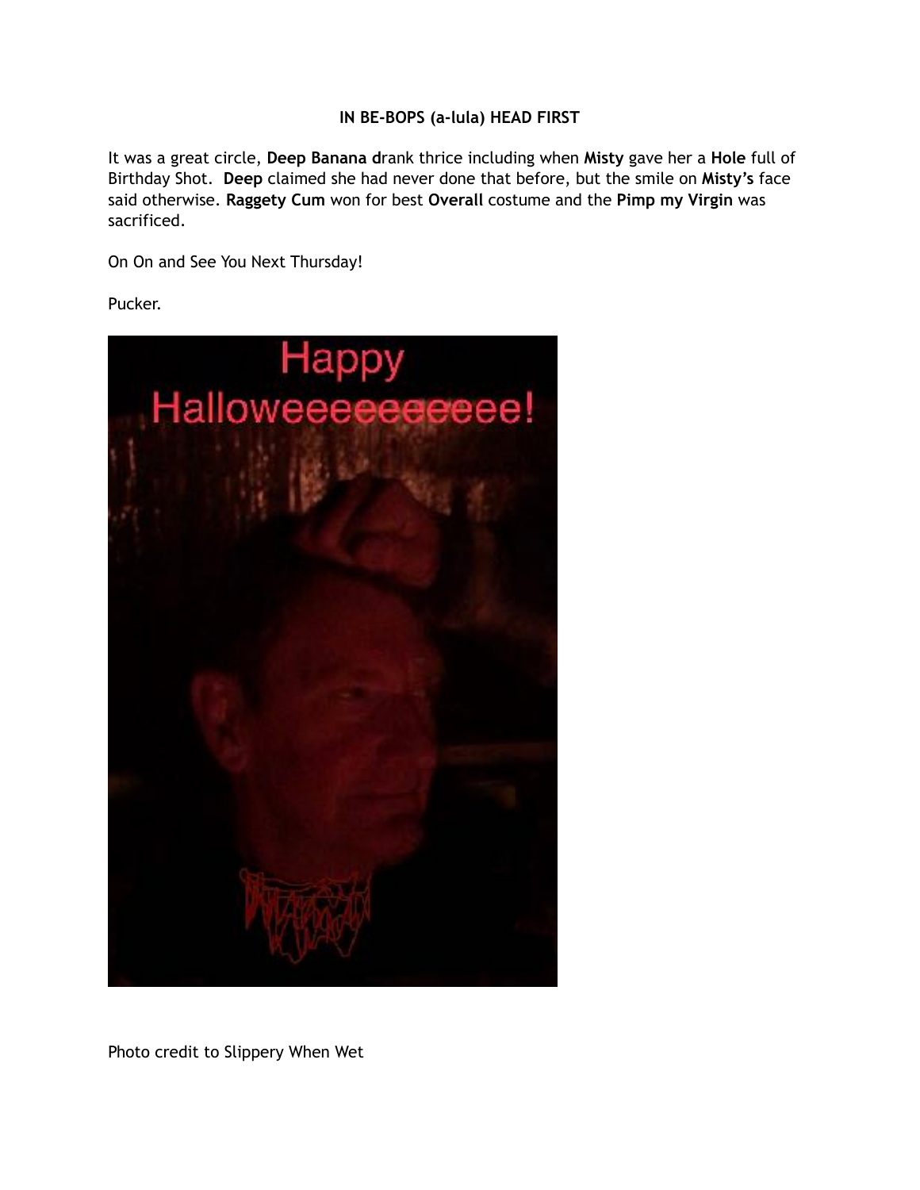**IN BE-BOPS (a-lula) HEAD FIRST**

It was a great circle, **Deep Banana d**rank thrice including when **Misty** gave her a **Hole** full of Birthday Shot. **Deep** claimed she had never done that before, but the smile on **Misty's** face said otherwise. **Raggety Cum** won for best **Overall** costume and the **Pimp my Virgin** was sacrificed.

On On and See You Next Thursday!

Pucker.

Photo credit to Slippery When Wet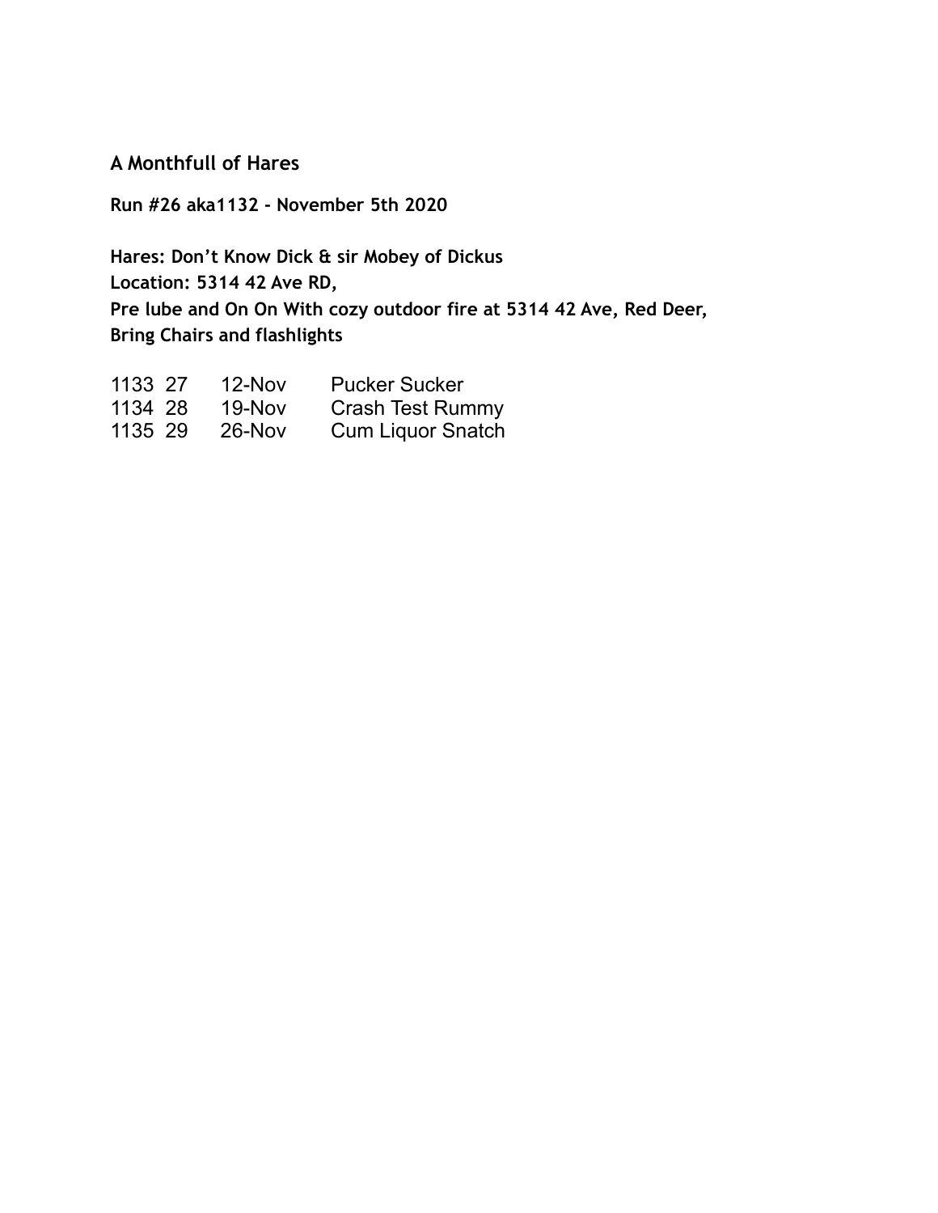## A Monthfull of Hares

**Run #26 aka1132 - November 5th 2020**

**Hares: Don't Know Dick & sir Mobey of Dickus**
**Location: 5314 42 Ave RD,**
**Pre lube and On On With cozy outdoor fire at 5314 42 Ave, Red Deer,**
**Bring Chairs and flashlights**

| | | | |
|---|---|---|---|
| 1133 | 27 | 12-Nov | Pucker Sucker |
| 1134 | 28 | 19-Nov | Crash Test Rummy |
| 1135 | 29 | 26-Nov | Cum Liquor Snatch |